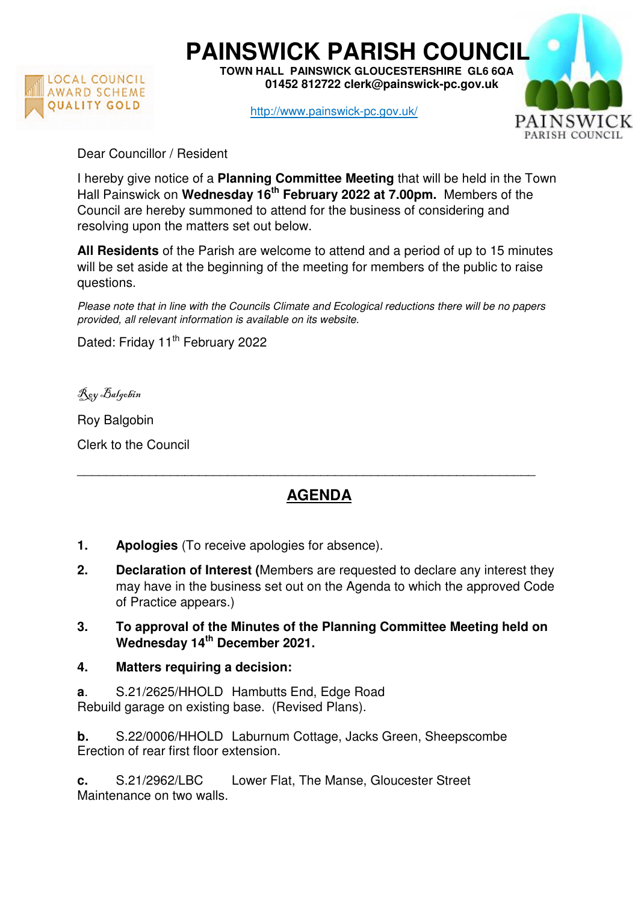LOCAL COUNCIL AWARD SCHEME QUALITY GOLD

# PAINSWICK PARISH COUNCIL

**TOWN HALL PAINSWICK GLOUCESTERSHIRE GL6 6QA**
**01452 812722 clerk@painswick-pc.gov.uk**

http://www.painswick-pc.gov.uk/

PAINSWICK PARISH COUNCIL

Dear Councillor / Resident

I hereby give notice of a **Planning Committee Meeting** that will be held in the Town Hall Painswick on **Wednesday 16th February 2022 at 7.00pm.** Members of the Council are hereby summoned to attend for the business of considering and resolving upon the matters set out below.

**All Residents** of the Parish are welcome to attend and a period of up to 15 minutes will be set aside at the beginning of the meeting for members of the public to raise questions.

*Please note that in line with the Councils Climate and Ecological reductions there will be no papers provided, all relevant information is available on its website.*

Dated: Friday 11th February 2022

*Roy Balgobin*

Roy Balgobin

Clerk to the Council

---

## AGENDA

1. **Apologies** (To receive apologies for absence).
2. **Declaration of Interest (**Members are requested to declare any interest they may have in the business set out on the Agenda to which the approved Code of Practice appears.)
3. **To approval of the Minutes of the Planning Committee Meeting held on Wednesday 14th December 2021.**
4. **Matters requiring a decision:**

**a**. S.21/2625/HHOLD Hambutts End, Edge Road
Rebuild garage on existing base. (Revised Plans).

**b.** S.22/0006/HHOLD Laburnum Cottage, Jacks Green, Sheepscombe
Erection of rear first floor extension.

**c.** S.21/2962/LBC Lower Flat, The Manse, Gloucester Street
Maintenance on two walls.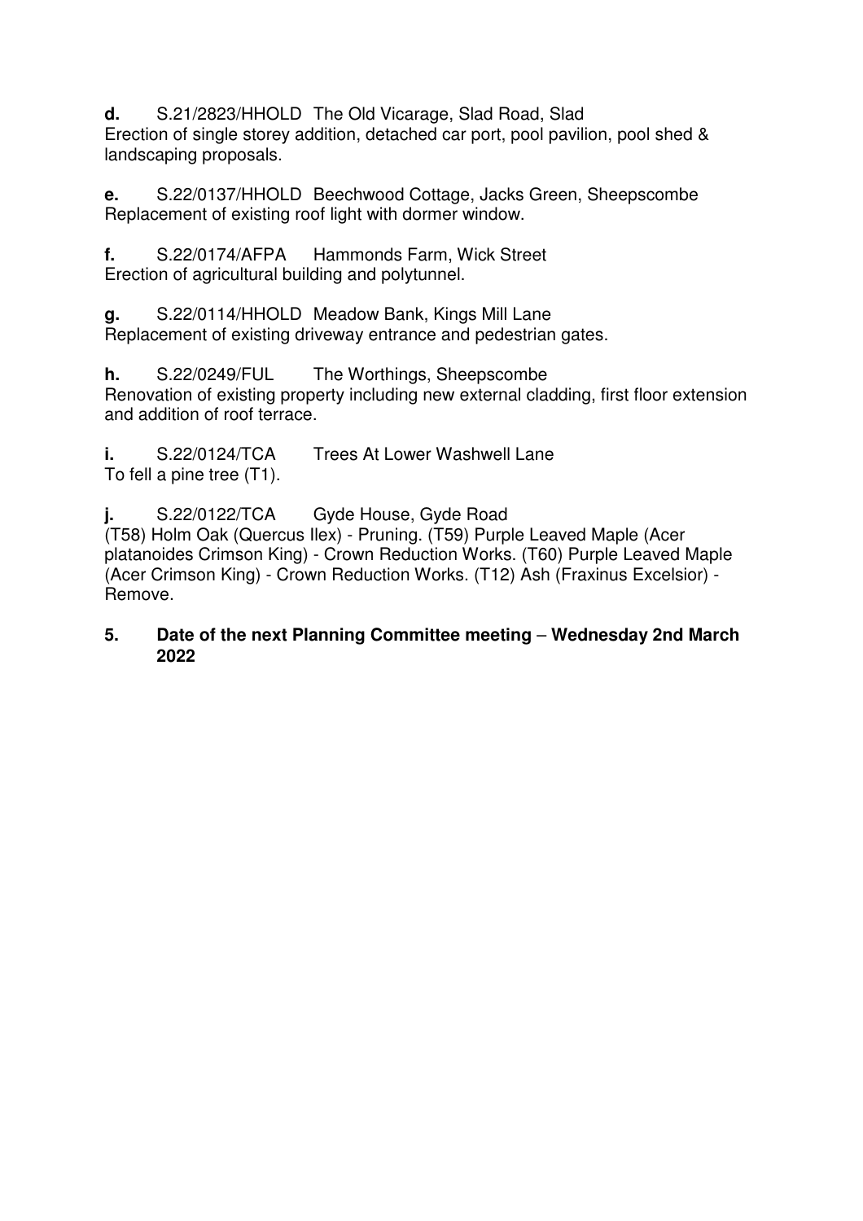**d.** S.21/2823/HHOLD The Old Vicarage, Slad Road, Slad
Erection of single storey addition, detached car port, pool pavilion, pool shed & landscaping proposals.

**e.** S.22/0137/HHOLD Beechwood Cottage, Jacks Green, Sheepscombe
Replacement of existing roof light with dormer window.

**f.** S.22/0174/AFPA Hammonds Farm, Wick Street
Erection of agricultural building and polytunnel.

**g.** S.22/0114/HHOLD Meadow Bank, Kings Mill Lane
Replacement of existing driveway entrance and pedestrian gates.

**h.** S.22/0249/FUL The Worthings, Sheepscombe
Renovation of existing property including new external cladding, first floor extension and addition of roof terrace.

**i.** S.22/0124/TCA Trees At Lower Washwell Lane
To fell a pine tree (T1).

**j.** S.22/0122/TCA Gyde House, Gyde Road
(T58) Holm Oak (Quercus Ilex) - Pruning. (T59) Purple Leaved Maple (Acer platanoides Crimson King) - Crown Reduction Works. (T60) Purple Leaved Maple (Acer Crimson King) - Crown Reduction Works. (T12) Ash (Fraxinus Excelsior) - Remove.

**5. Date of the next Planning Committee meeting – Wednesday 2nd March 2022**